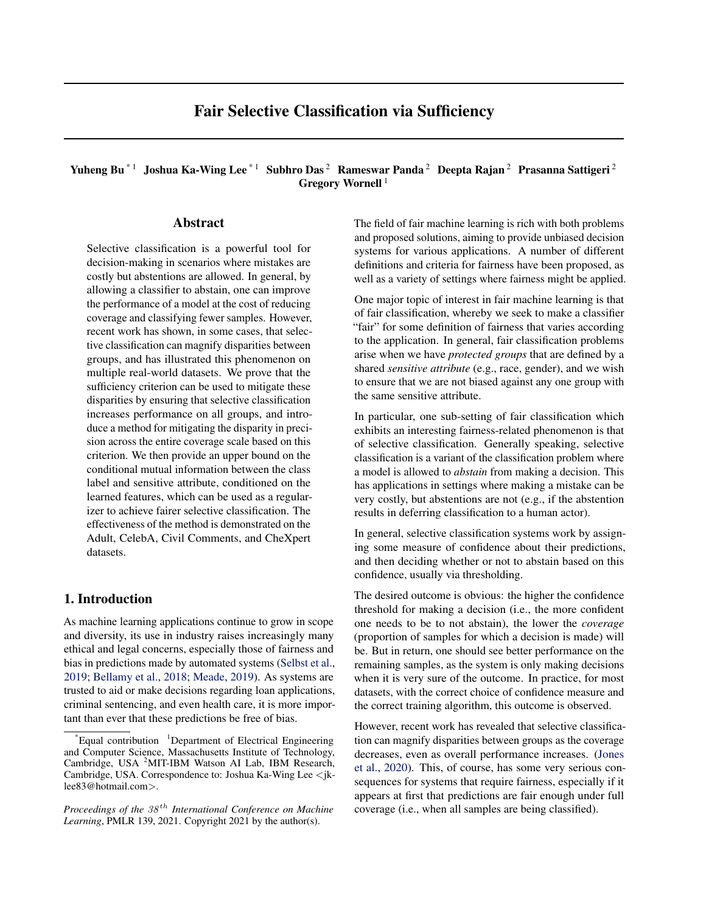# Fair Selective Classification via Sufficiency

**Yuheng Bu** [*1] **Joshua Ka-Wing Lee** [*1] **Subhro Das** [2] **Rameswar Panda** [2] **Deepta Rajan** [2] **Prasanna Sattigeri** [2] **Gregory Wornell** [1]

## Abstract

Selective classification is a powerful tool for decision-making in scenarios where mistakes are costly but abstentions are allowed. In general, by allowing a classifier to abstain, one can improve the performance of a model at the cost of reducing coverage and classifying fewer samples. However, recent work has shown, in some cases, that selective classification can magnify disparities between groups, and has illustrated this phenomenon on multiple real-world datasets. We prove that the sufficiency criterion can be used to mitigate these disparities by ensuring that selective classification increases performance on all groups, and introduce a method for mitigating the disparity in precision across the entire coverage scale based on this criterion. We then provide an upper bound on the conditional mutual information between the class label and sensitive attribute, conditioned on the learned features, which can be used as a regularizer to achieve fairer selective classification. The effectiveness of the method is demonstrated on the Adult, CelebA, Civil Comments, and CheXpert datasets.

## 1. Introduction

As machine learning applications continue to grow in scope and diversity, its use in industry raises increasingly many ethical and legal concerns, especially those of fairness and bias in predictions made by automated systems (Selbst et al., 2019; Bellamy et al., 2018; Meade, 2019). As systems are trusted to aid or make decisions regarding loan applications, criminal sentencing, and even health care, it is more important than ever that these predictions be free of bias.

The field of fair machine learning is rich with both problems and proposed solutions, aiming to provide unbiased decision systems for various applications. A number of different definitions and criteria for fairness have been proposed, as well as a variety of settings where fairness might be applied.

One major topic of interest in fair machine learning is that of fair classification, whereby we seek to make a classifier "fair" for some definition of fairness that varies according to the application. In general, fair classification problems arise when we have *protected groups* that are defined by a shared *sensitive attribute* (e.g., race, gender), and we wish to ensure that we are not biased against any one group with the same sensitive attribute.

In particular, one sub-setting of fair classification which exhibits an interesting fairness-related phenomenon is that of selective classification. Generally speaking, selective classification is a variant of the classification problem where a model is allowed to *abstain* from making a decision. This has applications in settings where making a mistake can be very costly, but abstentions are not (e.g., if the abstention results in deferring classification to a human actor).

In general, selective classification systems work by assigning some measure of confidence about their predictions, and then deciding whether or not to abstain based on this confidence, usually via thresholding.

The desired outcome is obvious: the higher the confidence threshold for making a decision (i.e., the more confident one needs to be to not abstain), the lower the *coverage* (proportion of samples for which a decision is made) will be. But in return, one should see better performance on the remaining samples, as the system is only making decisions when it is very sure of the outcome. In practice, for most datasets, with the correct choice of confidence measure and the correct training algorithm, this outcome is observed.

However, recent work has revealed that selective classification can magnify disparities between groups as the coverage decreases, even as overall performance increases. (Jones et al., 2020). This, of course, has some very serious consequences for systems that require fairness, especially if it appears at first that predictions are fair enough under full coverage (i.e., when all samples are being classified).

[*] Equal contribution [1] Department of Electrical Engineering and Computer Science, Massachusetts Institute of Technology, Cambridge, USA [2] MIT-IBM Watson AI Lab, IBM Research, Cambridge, USA. Correspondence to: Joshua Ka-Wing Lee <jk-lee83@hotmail.com>.

*Proceedings of the 38th International Conference on Machine Learning*, PMLR 139, 2021. Copyright 2021 by the author(s).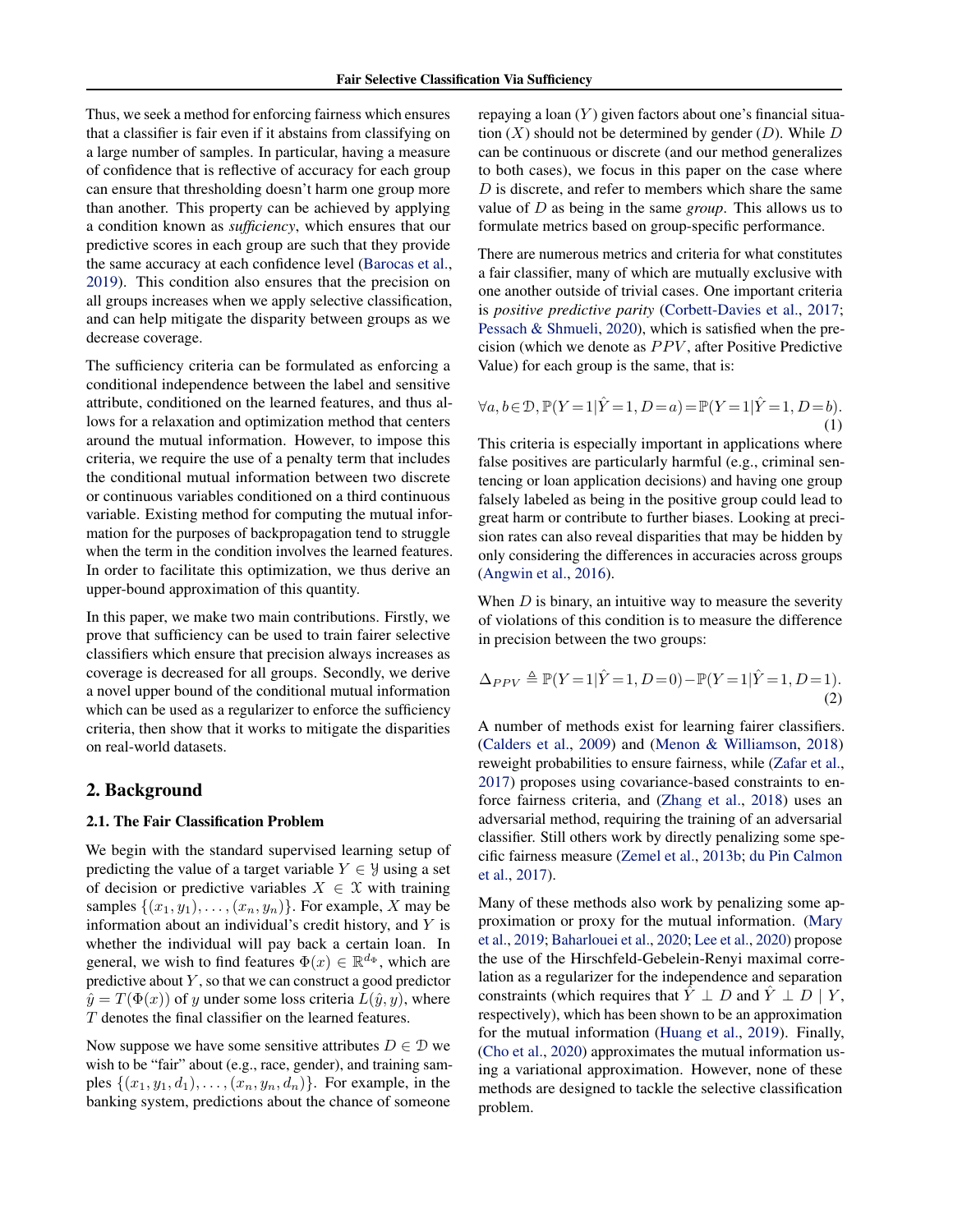Thus, we seek a method for enforcing fairness which ensures that a classifier is fair even if it abstains from classifying on a large number of samples. In particular, having a measure of confidence that is reflective of accuracy for each group can ensure that thresholding doesn't harm one group more than another. This property can be achieved by applying a condition known as *sufficiency*, which ensures that our predictive scores in each group are such that they provide the same accuracy at each confidence level (Barocas et al., 2019). This condition also ensures that the precision on all groups increases when we apply selective classification, and can help mitigate the disparity between groups as we decrease coverage.

The sufficiency criteria can be formulated as enforcing a conditional independence between the label and sensitive attribute, conditioned on the learned features, and thus allows for a relaxation and optimization method that centers around the mutual information. However, to impose this criteria, we require the use of a penalty term that includes the conditional mutual information between two discrete or continuous variables conditioned on a third continuous variable. Existing method for computing the mutual information for the purposes of backpropagation tend to struggle when the term in the condition involves the learned features. In order to facilitate this optimization, we thus derive an upper-bound approximation of this quantity.

In this paper, we make two main contributions. Firstly, we prove that sufficiency can be used to train fairer selective classifiers which ensure that precision always increases as coverage is decreased for all groups. Secondly, we derive a novel upper bound of the conditional mutual information which can be used as a regularizer to enforce the sufficiency criteria, then show that it works to mitigate the disparities on real-world datasets.

## 2. Background

### 2.1. The Fair Classification Problem

We begin with the standard supervised learning setup of predicting the value of a target variable $Y \in \mathcal{Y}$ using a set of decision or predictive variables $X \in \mathcal{X}$ with training samples $\{(x_1, y_1), \dots, (x_n, y_n)\}$. For example, $X$ may be information about an individual's credit history, and $Y$ is whether the individual will pay back a certain loan. In general, we wish to find features $\Phi(x) \in \mathbb{R}^{d_\Phi}$, which are predictive about $Y$, so that we can construct a good predictor $\hat{y} = T(\Phi(x))$ of $y$ under some loss criteria $L(\hat{y}, y)$, where $T$ denotes the final classifier on the learned features.

Now suppose we have some sensitive attributes $D \in \mathcal{D}$ we wish to be "fair" about (e.g., race, gender), and training samples $\{(x_1, y_1, d_1), \dots, (x_n, y_n, d_n)\}$. For example, in the banking system, predictions about the chance of someone repaying a loan ($Y$) given factors about one's financial situation ($X$) should not be determined by gender ($D$). While $D$ can be continuous or discrete (and our method generalizes to both cases), we focus in this paper on the case where $D$ is discrete, and refer to members which share the same value of $D$ as being in the same *group*. This allows us to formulate metrics based on group-specific performance.

There are numerous metrics and criteria for what constitutes a fair classifier, many of which are mutually exclusive with one another outside of trivial cases. One important criteria is *positive predictive parity* (Corbett-Davies et al., 2017; Pessach & Shmueli, 2020), which is satisfied when the precision (which we denote as $PPV$, after Positive Predictive Value) for each group is the same, that is:

$$\forall a, b \in \mathcal{D}, \mathbb{P}(Y=1|\hat{Y}=1, D=a) = \mathbb{P}(Y=1|\hat{Y}=1, D=b). \tag{1}$$

This criteria is especially important in applications where false positives are particularly harmful (e.g., criminal sentencing or loan application decisions) and having one group falsely labeled as being in the positive group could lead to great harm or contribute to further biases. Looking at precision rates can also reveal disparities that may be hidden by only considering the differences in accuracies across groups (Angwin et al., 2016).

When $D$ is binary, an intuitive way to measure the severity of violations of this condition is to measure the difference in precision between the two groups:

$$\Delta_{PPV} \triangleq \mathbb{P}(Y=1|\hat{Y}=1, D=0) - \mathbb{P}(Y=1|\hat{Y}=1, D=1). \tag{2}$$

A number of methods exist for learning fairer classifiers. (Calders et al., 2009) and (Menon & Williamson, 2018) reweight probabilities to ensure fairness, while (Zafar et al., 2017) proposes using covariance-based constraints to enforce fairness criteria, and (Zhang et al., 2018) uses an adversarial method, requiring the training of an adversarial classifier. Still others work by directly penalizing some specific fairness measure (Zemel et al., 2013b; du Pin Calmon et al., 2017).

Many of these methods also work by penalizing some approximation or proxy for the mutual information. (Mary et al., 2019; Baharlouei et al., 2020; Lee et al., 2020) propose the use of the Hirschfeld-Gebelein-Renyi maximal correlation as a regularizer for the independence and separation constraints (which requires that $\hat{Y} \perp D$ and $\hat{Y} \perp D \mid Y$, respectively), which has been shown to be an approximation for the mutual information (Huang et al., 2019). Finally, (Cho et al., 2020) approximates the mutual information using a variational approximation. However, none of these methods are designed to tackle the selective classification problem.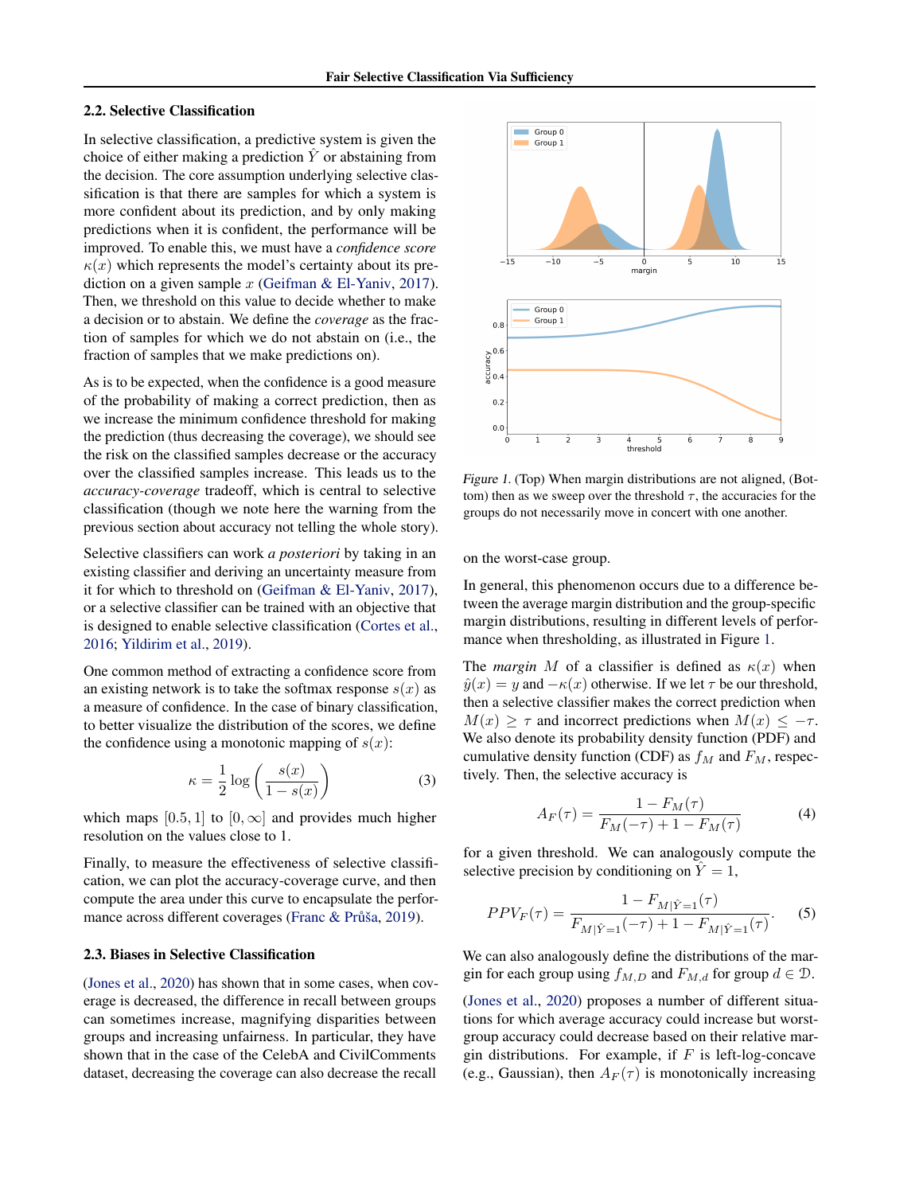### 2.2. Selective Classification

In selective classification, a predictive system is given the choice of either making a prediction $\hat{Y}$ or abstaining from the decision. The core assumption underlying selective classification is that there are samples for which a system is more confident about its prediction, and by only making predictions when it is confident, the performance will be improved. To enable this, we must have a *confidence score* $\kappa(x)$ which represents the model's certainty about its prediction on a given sample $x$ (Geifman & El-Yaniv, 2017). Then, we threshold on this value to decide whether to make a decision or to abstain. We define the *coverage* as the fraction of samples for which we do not abstain on (i.e., the fraction of samples that we make predictions on).

As is to be expected, when the confidence is a good measure of the probability of making a correct prediction, then as we increase the minimum confidence threshold for making the prediction (thus decreasing the coverage), we should see the risk on the classified samples decrease or the accuracy over the classified samples increase. This leads us to the *accuracy-coverage* tradeoff, which is central to selective classification (though we note here the warning from the previous section about accuracy not telling the whole story).

Selective classifiers can work *a posteriori* by taking in an existing classifier and deriving an uncertainty measure from it for which to threshold on (Geifman & El-Yaniv, 2017), or a selective classifier can be trained with an objective that is designed to enable selective classification (Cortes et al., 2016; Yildirim et al., 2019).

One common method of extracting a confidence score from an existing network is to take the softmax response $s(x)$ as a measure of confidence. In the case of binary classification, to better visualize the distribution of the scores, we define the confidence using a monotonic mapping of $s(x)$:

$$\kappa = \frac{1}{2}\log\left(\frac{s(x)}{1-s(x)}\right) \tag{3}$$

which maps $[0.5, 1]$ to $[0, \infty]$ and provides much higher resolution on the values close to 1.

Finally, to measure the effectiveness of selective classification, we can plot the accuracy-coverage curve, and then compute the area under this curve to encapsulate the performance across different coverages (Franc & Průša, 2019).

### 2.3. Biases in Selective Classification

(Jones et al., 2020) has shown that in some cases, when coverage is decreased, the difference in recall between groups can sometimes increase, magnifying disparities between groups and increasing unfairness. In particular, they have shown that in the case of the CelebA and CivilComments dataset, decreasing the coverage can also decrease the recall on the worst-case group.

Figure 1. (Top) When margin distributions are not aligned, (Bottom) then as we sweep over the threshold $\tau$, the accuracies for the groups do not necessarily move in concert with one another.

In general, this phenomenon occurs due to a difference between the average margin distribution and the group-specific margin distributions, resulting in different levels of performance when thresholding, as illustrated in Figure 1.

The *margin* $M$ of a classifier is defined as $\kappa(x)$ when $\hat{y}(x) = y$ and $-\kappa(x)$ otherwise. If we let $\tau$ be our threshold, then a selective classifier makes the correct prediction when $M(x) \geq \tau$ and incorrect predictions when $M(x) \leq -\tau$. We also denote its probability density function (PDF) and cumulative density function (CDF) as $f_M$ and $F_M$, respectively. Then, the selective accuracy is

$$A_F(\tau) = \frac{1 - F_M(\tau)}{F_M(-\tau) + 1 - F_M(\tau)} \tag{4}$$

for a given threshold. We can analogously compute the selective precision by conditioning on $\hat{Y} = 1$,

$$PPV_F(\tau) = \frac{1 - F_{M|\hat{Y}=1}(\tau)}{F_{M|\hat{Y}=1}(-\tau) + 1 - F_{M|\hat{Y}=1}(\tau)}. \tag{5}$$

We can also analogously define the distributions of the margin for each group using $f_{M,D}$ and $F_{M,d}$ for group $d \in \mathcal{D}$.

(Jones et al., 2020) proposes a number of different situations for which average accuracy could increase but worst-group accuracy could decrease based on their relative margin distributions. For example, if $F$ is left-log-concave (e.g., Gaussian), then $A_F(\tau)$ is monotonically increasing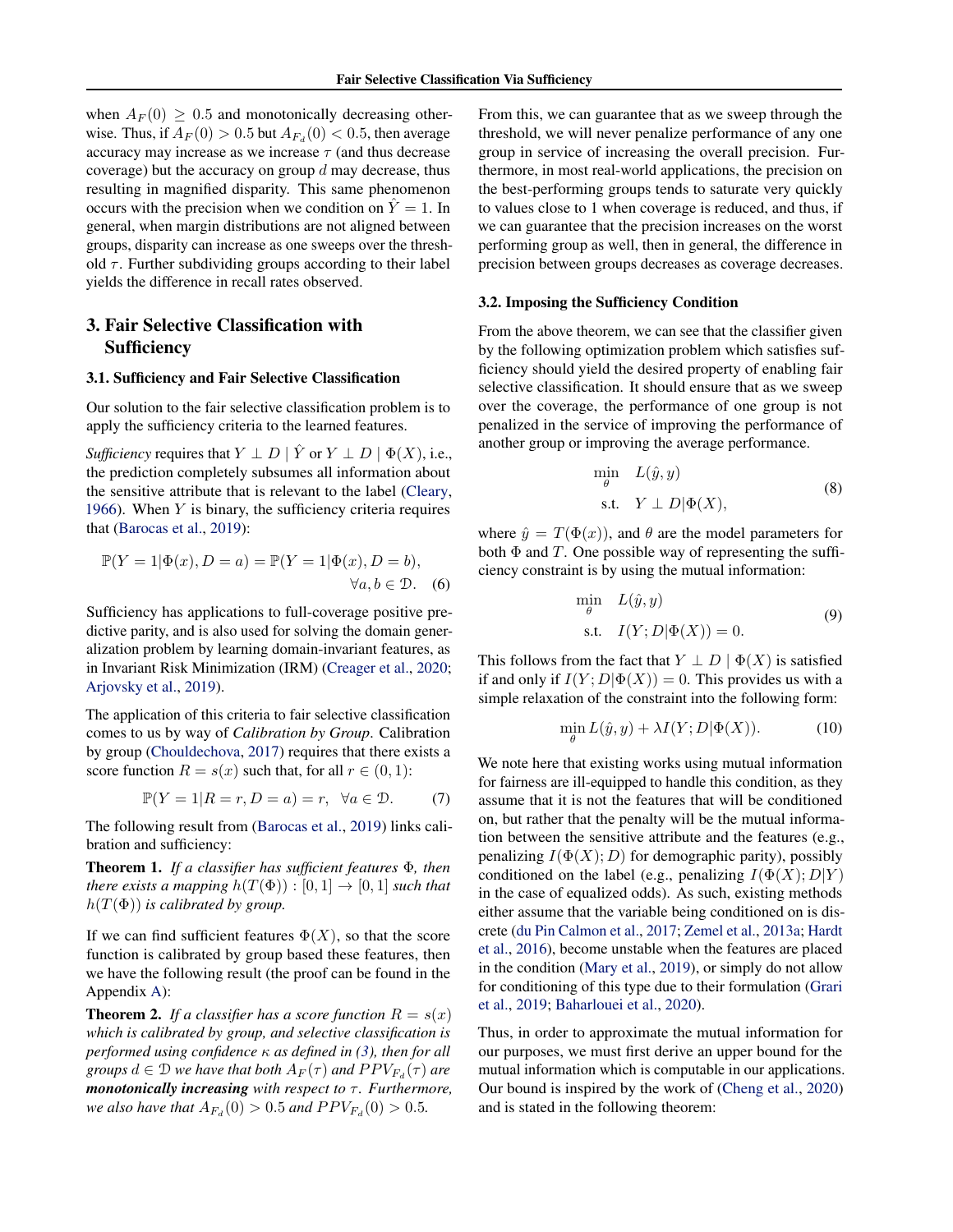when $A_F(0) \geq 0.5$ and monotonically decreasing otherwise. Thus, if $A_F(0) > 0.5$ but $A_{F_d}(0) < 0.5$, then average accuracy may increase as we increase $\tau$ (and thus decrease coverage) but the accuracy on group $d$ may decrease, thus resulting in magnified disparity. This same phenomenon occurs with the precision when we condition on $\hat{Y} = 1$. In general, when margin distributions are not aligned between groups, disparity can increase as one sweeps over the threshold $\tau$. Further subdividing groups according to their label yields the difference in recall rates observed.

## 3. Fair Selective Classification with Sufficiency

### 3.1. Sufficiency and Fair Selective Classification

Our solution to the fair selective classification problem is to apply the sufficiency criteria to the learned features.

*Sufficiency* requires that $Y \perp D \mid \hat{Y}$ or $Y \perp D \mid \Phi(X)$, i.e., the prediction completely subsumes all information about the sensitive attribute that is relevant to the label (Cleary, 1966). When $Y$ is binary, the sufficiency criteria requires that (Barocas et al., 2019):

$$\mathbb{P}(Y = 1|\Phi(x), D = a) = \mathbb{P}(Y = 1|\Phi(x), D = b), \quad \forall a, b \in \mathcal{D}. \tag{6}$$

Sufficiency has applications to full-coverage positive predictive parity, and is also used for solving the domain generalization problem by learning domain-invariant features, as in Invariant Risk Minimization (IRM) (Creager et al., 2020; Arjovsky et al., 2019).

The application of this criteria to fair selective classification comes to us by way of *Calibration by Group*. Calibration by group (Chouldechova, 2017) requires that there exists a score function $R = s(x)$ such that, for all $r \in (0, 1)$:

$$\mathbb{P}(Y = 1|R = r, D = a) = r, \quad \forall a \in \mathcal{D}. \tag{7}$$

The following result from (Barocas et al., 2019) links calibration and sufficiency:

**Theorem 1.** *If a classifier has sufficient features $\Phi$, then there exists a mapping $h(T(\Phi)) : [0, 1] \to [0, 1]$ such that $h(T(\Phi))$ is calibrated by group.*

If we can find sufficient features $\Phi(X)$, so that the score function is calibrated by group based these features, then we have the following result (the proof can be found in the Appendix A):

**Theorem 2.** *If a classifier has a score function $R = s(x)$ which is calibrated by group, and selective classification is performed using confidence $\kappa$ as defined in (3), then for all groups $d \in \mathcal{D}$ we have that both $A_F(\tau)$ and $PPV_{F_d}(\tau)$ are* ***monotonically increasing*** *with respect to $\tau$. Furthermore, we also have that $A_{F_d}(0) > 0.5$ and $PPV_{F_d}(0) > 0.5$.*

From this, we can guarantee that as we sweep through the threshold, we will never penalize performance of any one group in service of increasing the overall precision. Furthermore, in most real-world applications, the precision on the best-performing groups tends to saturate very quickly to values close to 1 when coverage is reduced, and thus, if we can guarantee that the precision increases on the worst performing group as well, then in general, the difference in precision between groups decreases as coverage decreases.

### 3.2. Imposing the Sufficiency Condition

From the above theorem, we can see that the classifier given by the following optimization problem which satisfies sufficiency should yield the desired property of enabling fair selective classification. It should ensure that as we sweep over the coverage, the performance of one group is not penalized in the service of improving the performance of another group or improving the average performance.

$$\begin{aligned} \min_{\theta} \quad & L(\hat{y}, y) \\ \text{s.t.} \quad & Y \perp D|\Phi(X), \end{aligned} \tag{8}$$

where $\hat{y} = T(\Phi(x))$, and $\theta$ are the model parameters for both $\Phi$ and $T$. One possible way of representing the sufficiency constraint is by using the mutual information:

$$\begin{aligned} \min_{\theta} \quad & L(\hat{y}, y) \\ \text{s.t.} \quad & I(Y; D|\Phi(X)) = 0. \end{aligned} \tag{9}$$

This follows from the fact that $Y \perp D \mid \Phi(X)$ is satisfied if and only if $I(Y; D|\Phi(X)) = 0$. This provides us with a simple relaxation of the constraint into the following form:

$$\min_{\theta} L(\hat{y}, y) + \lambda I(Y; D|\Phi(X)). \tag{10}$$

We note here that existing works using mutual information for fairness are ill-equipped to handle this condition, as they assume that it is not the features that will be conditioned on, but rather that the penalty will be the mutual information between the sensitive attribute and the features (e.g., penalizing $I(\Phi(X); D)$ for demographic parity), possibly conditioned on the label (e.g., penalizing $I(\Phi(X); D|Y)$ in the case of equalized odds). As such, existing methods either assume that the variable being conditioned on is discrete (du Pin Calmon et al., 2017; Zemel et al., 2013a; Hardt et al., 2016), become unstable when the features are placed in the condition (Mary et al., 2019), or simply do not allow for conditioning of this type due to their formulation (Grari et al., 2019; Baharlouei et al., 2020).

Thus, in order to approximate the mutual information for our purposes, we must first derive an upper bound for the mutual information which is computable in our applications. Our bound is inspired by the work of (Cheng et al., 2020) and is stated in the following theorem: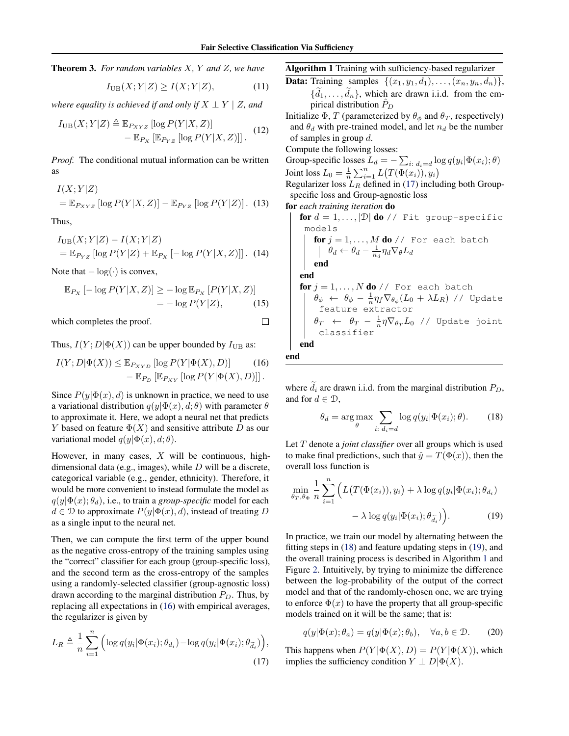**Theorem 3.** *For random variables $X$, $Y$ and $Z$, we have*

$$I_{\text{UB}}(X;Y|Z) \geq I(X;Y|Z), \tag{11}$$

*where equality is achieved if and only if $X \perp Y \mid Z$, and*

$$I_{\text{UB}}(X;Y|Z) \triangleq \mathbb{E}_{P_{XYZ}}\left[\log P(Y|X,Z)\right] - \mathbb{E}_{P_X}\left[\mathbb{E}_{P_{YZ}}\left[\log P(Y|X,Z)\right]\right]. \tag{12}$$

*Proof.* The conditional mutual information can be written as

$$I(X;Y|Z) = \mathbb{E}_{P_{XYZ}}\left[\log P(Y|X,Z)\right] - \mathbb{E}_{P_{YZ}}\left[\log P(Y|Z)\right]. \tag{13}$$

Thus,

$$I_{\text{UB}}(X;Y|Z) - I(X;Y|Z) = \mathbb{E}_{P_{YZ}}\left[\log P(Y|Z) + \mathbb{E}_{P_X}\left[-\log P(Y|X,Z)\right]\right]. \tag{14}$$

Note that $-\log(\cdot)$ is convex,

$$\mathbb{E}_{P_X}\left[-\log P(Y|X,Z)\right] \geq -\log \mathbb{E}_{P_X}\left[P(Y|X,Z)\right] = -\log P(Y|Z), \tag{15}$$

which completes the proof. □

Thus, $I(Y;D|\Phi(X))$ can be upper bounded by $I_{\text{UB}}$ as:

$$I(Y;D|\Phi(X)) \leq \mathbb{E}_{P_{XYD}}\left[\log P(Y|\Phi(X),D)\right] - \mathbb{E}_{P_D}\left[\mathbb{E}_{P_{XY}}\left[\log P(Y|\Phi(X),D)\right]\right]. \tag{16}$$

Since $P(y|\Phi(x),d)$ is unknown in practice, we need to use a variational distribution $q(y|\Phi(x),d;\theta)$ with parameter $\theta$ to approximate it. Here, we adopt a neural net that predicts $Y$ based on feature $\Phi(X)$ and sensitive attribute $D$ as our variational model $q(y|\Phi(x),d;\theta)$.

However, in many cases, $X$ will be continuous, high-dimensional data (e.g., images), while $D$ will be a discrete, categorical variable (e.g., gender, ethnicity). Therefore, it would be more convenient to instead formulate the model as $q(y|\Phi(x);\theta_d)$, i.e., to train a *group-specific* model for each $d \in \mathcal{D}$ to approximate $P(y|\Phi(x),d)$, instead of treating $D$ as a single input to the neural net.

Then, we can compute the first term of the upper bound as the negative cross-entropy of the training samples using the "correct" classifier for each group (group-specific loss), and the second term as the cross-entropy of the samples using a randomly-selected classifier (group-agnostic loss) drawn according to the marginal distribution $P_D$. Thus, by replacing all expectations in (16) with empirical averages, the regularizer is given by

$$L_R \triangleq \frac{1}{n}\sum_{i=1}^{n}\Big(\log q(y_i|\Phi(x_i);\theta_{d_i}) - \log q(y_i|\Phi(x_i);\theta_{\tilde{d}_i})\Big), \tag{17}$$

**Algorithm 1** Training with sufficiency-based regularizer

**Data:** Training samples $\{(x_1,y_1,d_1),\ldots,(x_n,y_n,d_n)\}$, $\{\tilde{d}_1,\ldots,\tilde{d}_n\}$, which are drawn i.i.d. from the empirical distribution $\hat{P}_D$

Initialize $\Phi$, $T$ (parameterized by $\theta_\phi$ and $\theta_T$, respectively) and $\theta_d$ with pre-trained model, and let $n_d$ be the number of samples in group $d$.

Compute the following losses:

Group-specific losses $L_d = -\sum_{i:\, d_i=d}\log q(y_i|\Phi(x_i);\theta)$

Joint loss $L_0 = \frac{1}{n}\sum_{i=1}^{n} L\big(T(\Phi(x_i)), y_i\big)$

Regularizer loss $L_R$ defined in (17) including both Group-specific loss and Group-agnostic loss

```
for each training iteration do
    for d = 1, ..., |D| do   // Fit group-specific models
        for j = 1, ..., M do   // For each batch
            θ_d ← θ_d − (1/n_d) η_d ∇_θ L_d
        end
    end
    for j = 1, ..., N do   // For each batch
        θ_φ ← θ_φ − (1/n) η_f ∇_{θ_φ}(L_0 + λ L_R)   // Update feature extractor
        θ_T ← θ_T − (1/n) η ∇_{θ_T} L_0   // Update joint classifier
    end
end
```

where $\tilde{d}_i$ are drawn i.i.d. from the marginal distribution $P_D$, and for $d \in \mathcal{D}$,

$$\theta_d = \arg\max_{\theta} \sum_{i:\, d_i=d} \log q(y_i|\Phi(x_i);\theta). \tag{18}$$

Let $T$ denote a *joint classifier* over all groups which is used to make final predictions, such that $\hat{y} = T(\Phi(x))$, then the overall loss function is

$$\min_{\theta_T,\theta_\Phi} \frac{1}{n}\sum_{i=1}^{n}\Big(L\big(T(\Phi(x_i)),y_i\big) + \lambda \log q(y_i|\Phi(x_i);\theta_{d_i}) - \lambda \log q(y_i|\Phi(x_i);\theta_{\tilde{d}_i})\Big). \tag{19}$$

In practice, we train our model by alternating between the fitting steps in (18) and feature updating steps in (19), and the overall training process is described in Algorithm 1 and Figure 2. Intuitively, by trying to minimize the difference between the log-probability of the output of the correct model and that of the randomly-chosen one, we are trying to enforce $\Phi(x)$ to have the property that all group-specific models trained on it will be the same; that is:

$$q(y|\Phi(x);\theta_a) = q(y|\Phi(x);\theta_b), \quad \forall a,b \in \mathcal{D}. \tag{20}$$

This happens when $P(Y|\Phi(X),D) = P(Y|\Phi(X))$, which implies the sufficiency condition $Y \perp D|\Phi(X)$.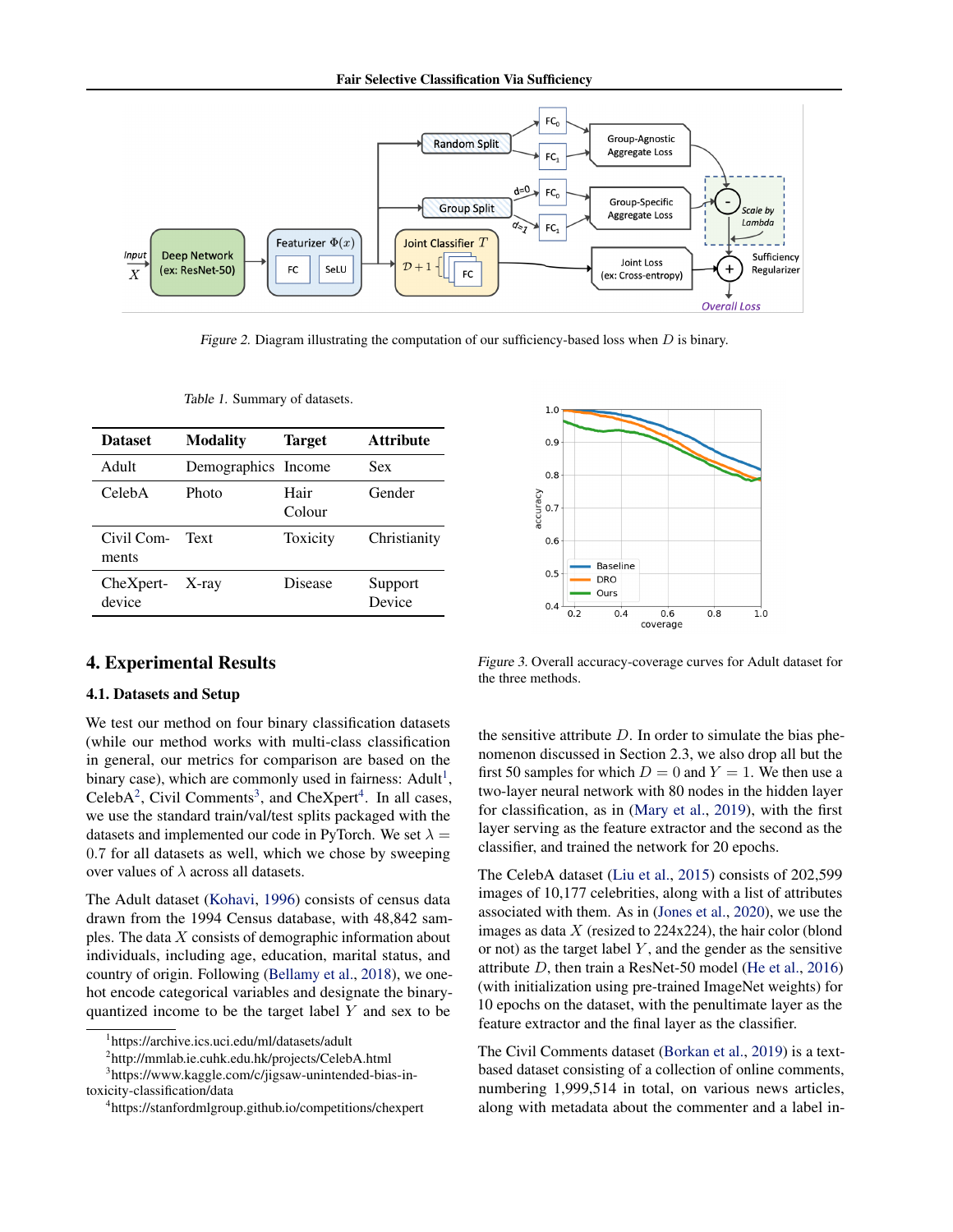Figure 2. Diagram illustrating the computation of our sufficiency-based loss when $D$ is binary.

Table 1. Summary of datasets.

| Dataset | Modality | Target | Attribute |
|---|---|---|---|
| Adult | Demographics | Income | Sex |
| CelebA | Photo | Hair Colour | Gender |
| Civil Comments | Text | Toxicity | Christianity |
| CheXpert-device | X-ray | Disease | Support Device |

Figure 3. Overall accuracy-coverage curves for Adult dataset for the three methods.

## 4. Experimental Results

### 4.1. Datasets and Setup

We test our method on four binary classification datasets (while our method works with multi-class classification in general, our metrics for comparison are based on the binary case), which are commonly used in fairness: Adult[1], CelebA[2], Civil Comments[3], and CheXpert[4]. In all cases, we use the standard train/val/test splits packaged with the datasets and implemented our code in PyTorch. We set $\lambda = 0.7$ for all datasets as well, which we chose by sweeping over values of $\lambda$ across all datasets.

The Adult dataset (Kohavi, 1996) consists of census data drawn from the 1994 Census database, with 48,842 samples. The data $X$ consists of demographic information about individuals, including age, education, marital status, and country of origin. Following (Bellamy et al., 2018), we one-hot encode categorical variables and designate the binary-quantized income to be the target label $Y$ and sex to be the sensitive attribute $D$. In order to simulate the bias phenomenon discussed in Section 2.3, we also drop all but the first 50 samples for which $D = 0$ and $Y = 1$. We then use a two-layer neural network with 80 nodes in the hidden layer for classification, as in (Mary et al., 2019), with the first layer serving as the feature extractor and the second as the classifier, and trained the network for 20 epochs.

The CelebA dataset (Liu et al., 2015) consists of 202,599 images of 10,177 celebrities, along with a list of attributes associated with them. As in (Jones et al., 2020), we use the images as data $X$ (resized to 224x224), the hair color (blond or not) as the target label $Y$, and the gender as the sensitive attribute $D$, then train a ResNet-50 model (He et al., 2016) (with initialization using pre-trained ImageNet weights) for 10 epochs on the dataset, with the penultimate layer as the feature extractor and the final layer as the classifier.

The Civil Comments dataset (Borkan et al., 2019) is a text-based dataset consisting of a collection of online comments, numbering 1,999,514 in total, on various news articles, along with metadata about the commenter and a label in-

[1] https://archive.ics.uci.edu/ml/datasets/adult

[2] http://mmlab.ie.cuhk.edu.hk/projects/CelebA.html

[3] https://www.kaggle.com/c/jigsaw-unintended-bias-in-toxicity-classification/data

[4] https://stanfordmlgroup.github.io/competitions/chexpert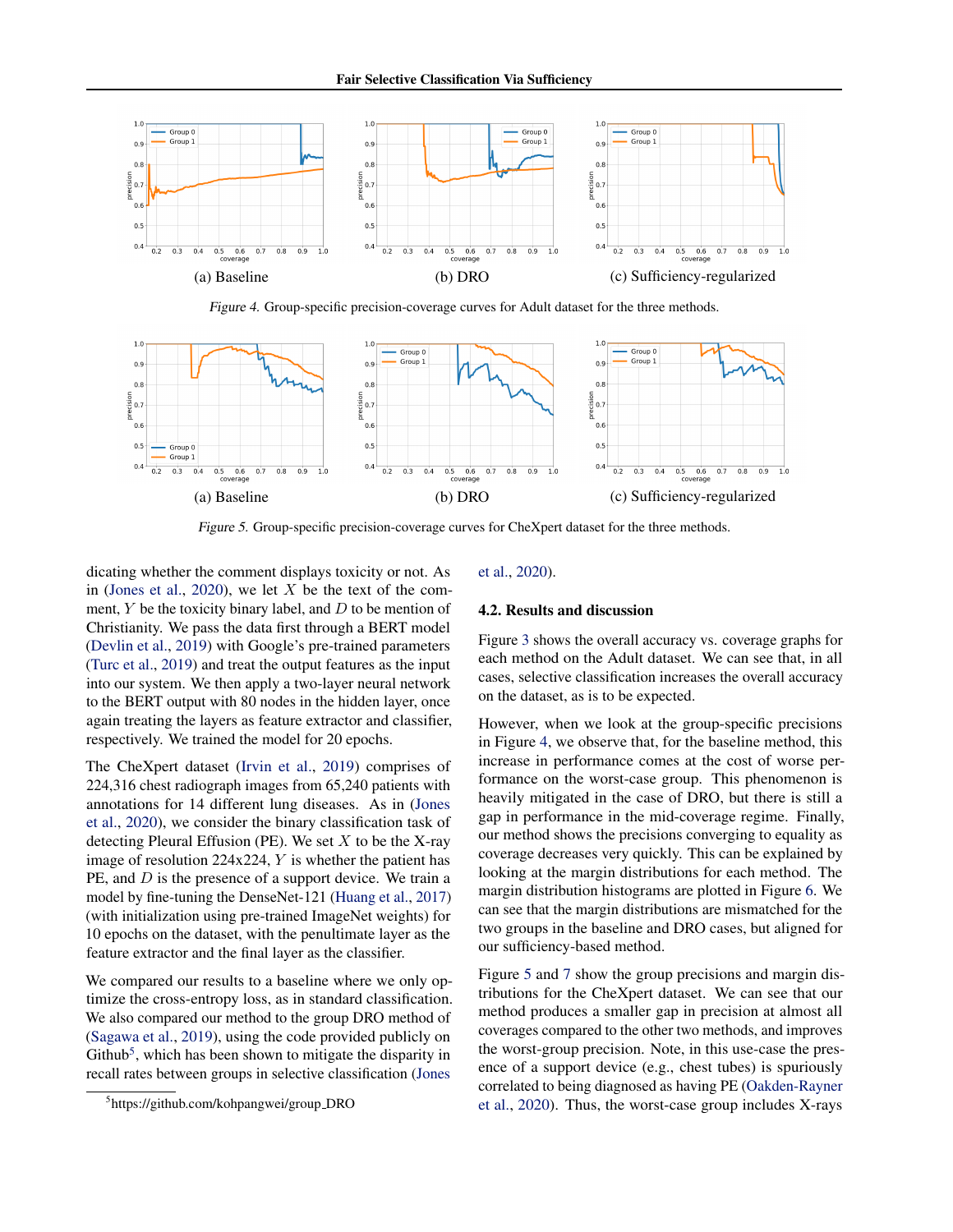(a) Baseline

(b) DRO

(c) Sufficiency-regularized

*Figure 4.* Group-specific precision-coverage curves for Adult dataset for the three methods.

(a) Baseline

(b) DRO

(c) Sufficiency-regularized

*Figure 5.* Group-specific precision-coverage curves for CheXpert dataset for the three methods.

dicating whether the comment displays toxicity or not. As in (Jones et al., 2020), we let $X$ be the text of the comment, $Y$ be the toxicity binary label, and $D$ to be mention of Christianity. We pass the data first through a BERT model (Devlin et al., 2019) with Google's pre-trained parameters (Turc et al., 2019) and treat the output features as the input into our system. We then apply a two-layer neural network to the BERT output with 80 nodes in the hidden layer, once again treating the layers as feature extractor and classifier, respectively. We trained the model for 20 epochs.

The CheXpert dataset (Irvin et al., 2019) comprises of 224,316 chest radiograph images from 65,240 patients with annotations for 14 different lung diseases. As in (Jones et al., 2020), we consider the binary classification task of detecting Pleural Effusion (PE). We set $X$ to be the X-ray image of resolution 224x224, $Y$ is whether the patient has PE, and $D$ is the presence of a support device. We train a model by fine-tuning the DenseNet-121 (Huang et al., 2017) (with initialization using pre-trained ImageNet weights) for 10 epochs on the dataset, with the penultimate layer as the feature extractor and the final layer as the classifier.

We compared our results to a baseline where we only optimize the cross-entropy loss, as in standard classification. We also compared our method to the group DRO method of (Sagawa et al., 2019), using the code provided publicly on Github[5], which has been shown to mitigate the disparity in recall rates between groups in selective classification (Jones et al., 2020).

[5] https://github.com/kohpangwei/group_DRO

### 4.2. Results and discussion

Figure 3 shows the overall accuracy vs. coverage graphs for each method on the Adult dataset. We can see that, in all cases, selective classification increases the overall accuracy on the dataset, as is to be expected.

However, when we look at the group-specific precisions in Figure 4, we observe that, for the baseline method, this increase in performance comes at the cost of worse performance on the worst-case group. This phenomenon is heavily mitigated in the case of DRO, but there is still a gap in performance in the mid-coverage regime. Finally, our method shows the precisions converging to equality as coverage decreases very quickly. This can be explained by looking at the margin distributions for each method. The margin distribution histograms are plotted in Figure 6. We can see that the margin distributions are mismatched for the two groups in the baseline and DRO cases, but aligned for our sufficiency-based method.

Figure 5 and 7 show the group precisions and margin distributions for the CheXpert dataset. We can see that our method produces a smaller gap in precision at almost all coverages compared to the other two methods, and improves the worst-group precision. Note, in this use-case the presence of a support device (e.g., chest tubes) is spuriously correlated to being diagnosed as having PE (Oakden-Rayner et al., 2020). Thus, the worst-case group includes X-rays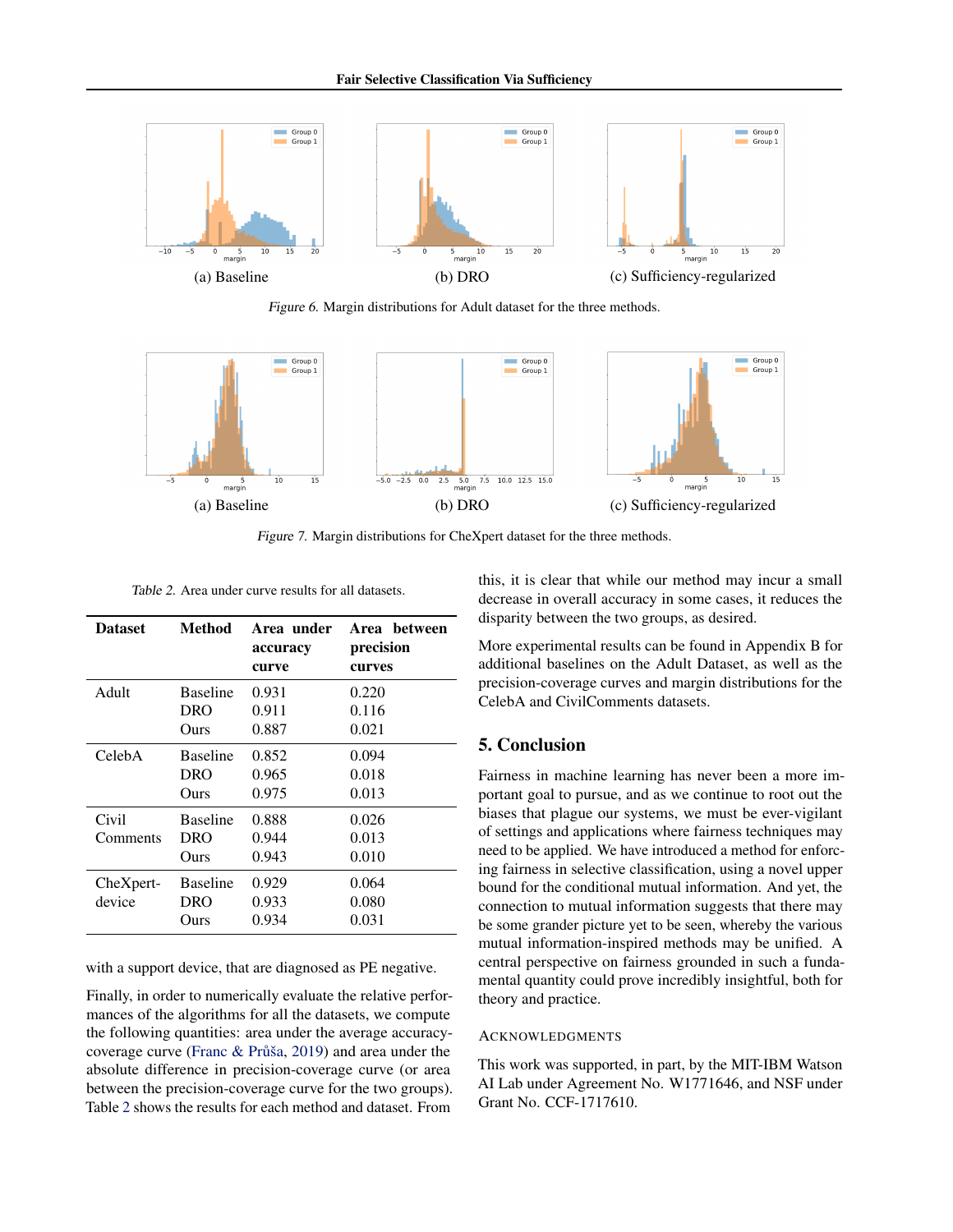(a) Baseline

(b) DRO

(c) Sufficiency-regularized

*Figure 6.* Margin distributions for Adult dataset for the three methods.

(a) Baseline

(b) DRO

(c) Sufficiency-regularized

*Figure 7.* Margin distributions for CheXpert dataset for the three methods.

*Table 2.* Area under curve results for all datasets.

| Dataset | Method | Area under accuracy curve | Area between precision curves |
|---|---|---|---|
| Adult | Baseline | 0.931 | 0.220 |
| | DRO | 0.911 | 0.116 |
| | Ours | 0.887 | 0.021 |
| CelebA | Baseline | 0.852 | 0.094 |
| | DRO | 0.965 | 0.018 |
| | Ours | 0.975 | 0.013 |
| Civil Comments | Baseline | 0.888 | 0.026 |
| | DRO | 0.944 | 0.013 |
| | Ours | 0.943 | 0.010 |
| CheXpert-device | Baseline | 0.929 | 0.064 |
| | DRO | 0.933 | 0.080 |
| | Ours | 0.934 | 0.031 |

with a support device, that are diagnosed as PE negative.

Finally, in order to numerically evaluate the relative performances of the algorithms for all the datasets, we compute the following quantities: area under the average accuracy-coverage curve (Franc & Průša, 2019) and area under the absolute difference in precision-coverage curve (or area between the precision-coverage curve for the two groups). Table 2 shows the results for each method and dataset. From this, it is clear that while our method may incur a small decrease in overall accuracy in some cases, it reduces the disparity between the two groups, as desired.

More experimental results can be found in Appendix B for additional baselines on the Adult Dataset, as well as the precision-coverage curves and margin distributions for the CelebA and CivilComments datasets.

## 5. Conclusion

Fairness in machine learning has never been a more important goal to pursue, and as we continue to root out the biases that plague our systems, we must be ever-vigilant of settings and applications where fairness techniques may need to be applied. We have introduced a method for enforcing fairness in selective classification, using a novel upper bound for the conditional mutual information. And yet, the connection to mutual information suggests that there may be some grander picture yet to be seen, whereby the various mutual information-inspired methods may be unified. A central perspective on fairness grounded in such a fundamental quantity could prove incredibly insightful, both for theory and practice.

### Acknowledgments

This work was supported, in part, by the MIT-IBM Watson AI Lab under Agreement No. W1771646, and NSF under Grant No. CCF-1717610.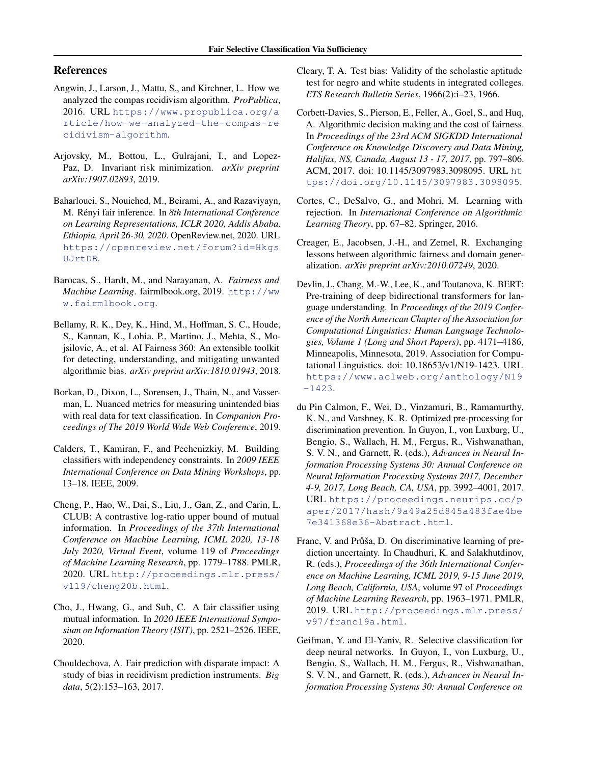## References

Angwin, J., Larson, J., Mattu, S., and Kirchner, L. How we analyzed the compas recidivism algorithm. *ProPublica*, 2016. URL https://www.propublica.org/article/how-we-analyzed-the-compas-recidivism-algorithm.

Arjovsky, M., Bottou, L., Gulrajani, I., and Lopez-Paz, D. Invariant risk minimization. *arXiv preprint arXiv:1907.02893*, 2019.

Baharlouei, S., Nouiehed, M., Beirami, A., and Razaviyayn, M. Rényi fair inference. In *8th International Conference on Learning Representations, ICLR 2020, Addis Ababa, Ethiopia, April 26-30, 2020*. OpenReview.net, 2020. URL https://openreview.net/forum?id=HkgsUJrtDB.

Barocas, S., Hardt, M., and Narayanan, A. *Fairness and Machine Learning*. fairmlbook.org, 2019. http://www.fairmlbook.org.

Bellamy, R. K., Dey, K., Hind, M., Hoffman, S. C., Houde, S., Kannan, K., Lohia, P., Martino, J., Mehta, S., Mojsilovic, A., et al. AI Fairness 360: An extensible toolkit for detecting, understanding, and mitigating unwanted algorithmic bias. *arXiv preprint arXiv:1810.01943*, 2018.

Borkan, D., Dixon, L., Sorensen, J., Thain, N., and Vasserman, L. Nuanced metrics for measuring unintended bias with real data for text classification. In *Companion Proceedings of The 2019 World Wide Web Conference*, 2019.

Calders, T., Kamiran, F., and Pechenizkiy, M. Building classifiers with independency constraints. In *2009 IEEE International Conference on Data Mining Workshops*, pp. 13–18. IEEE, 2009.

Cheng, P., Hao, W., Dai, S., Liu, J., Gan, Z., and Carin, L. CLUB: A contrastive log-ratio upper bound of mutual information. In *Proceedings of the 37th International Conference on Machine Learning, ICML 2020, 13-18 July 2020, Virtual Event*, volume 119 of *Proceedings of Machine Learning Research*, pp. 1779–1788. PMLR, 2020. URL http://proceedings.mlr.press/v119/cheng20b.html.

Cho, J., Hwang, G., and Suh, C. A fair classifier using mutual information. In *2020 IEEE International Symposium on Information Theory (ISIT)*, pp. 2521–2526. IEEE, 2020.

Chouldechova, A. Fair prediction with disparate impact: A study of bias in recidivism prediction instruments. *Big data*, 5(2):153–163, 2017.

Cleary, T. A. Test bias: Validity of the scholastic aptitude test for negro and white students in integrated colleges. *ETS Research Bulletin Series*, 1966(2):i–23, 1966.

Corbett-Davies, S., Pierson, E., Feller, A., Goel, S., and Huq, A. Algorithmic decision making and the cost of fairness. In *Proceedings of the 23rd ACM SIGKDD International Conference on Knowledge Discovery and Data Mining, Halifax, NS, Canada, August 13 - 17, 2017*, pp. 797–806. ACM, 2017. doi: 10.1145/3097983.3098095. URL https://doi.org/10.1145/3097983.3098095.

Cortes, C., DeSalvo, G., and Mohri, M. Learning with rejection. In *International Conference on Algorithmic Learning Theory*, pp. 67–82. Springer, 2016.

Creager, E., Jacobsen, J.-H., and Zemel, R. Exchanging lessons between algorithmic fairness and domain generalization. *arXiv preprint arXiv:2010.07249*, 2020.

Devlin, J., Chang, M.-W., Lee, K., and Toutanova, K. BERT: Pre-training of deep bidirectional transformers for language understanding. In *Proceedings of the 2019 Conference of the North American Chapter of the Association for Computational Linguistics: Human Language Technologies, Volume 1 (Long and Short Papers)*, pp. 4171–4186, Minneapolis, Minnesota, 2019. Association for Computational Linguistics. doi: 10.18653/v1/N19-1423. URL https://www.aclweb.org/anthology/N19-1423.

du Pin Calmon, F., Wei, D., Vinzamuri, B., Ramamurthy, K. N., and Varshney, K. R. Optimized pre-processing for discrimination prevention. In Guyon, I., von Luxburg, U., Bengio, S., Wallach, H. M., Fergus, R., Vishwanathan, S. V. N., and Garnett, R. (eds.), *Advances in Neural Information Processing Systems 30: Annual Conference on Neural Information Processing Systems 2017, December 4-9, 2017, Long Beach, CA, USA*, pp. 3992–4001, 2017. URL https://proceedings.neurips.cc/paper/2017/hash/9a49a25d845a483fae4be7e341368e36-Abstract.html.

Franc, V. and Průša, D. On discriminative learning of prediction uncertainty. In Chaudhuri, K. and Salakhutdinov, R. (eds.), *Proceedings of the 36th International Conference on Machine Learning, ICML 2019, 9-15 June 2019, Long Beach, California, USA*, volume 97 of *Proceedings of Machine Learning Research*, pp. 1963–1971. PMLR, 2019. URL http://proceedings.mlr.press/v97/franc19a.html.

Geifman, Y. and El-Yaniv, R. Selective classification for deep neural networks. In Guyon, I., von Luxburg, U., Bengio, S., Wallach, H. M., Fergus, R., Vishwanathan, S. V. N., and Garnett, R. (eds.), *Advances in Neural Information Processing Systems 30: Annual Conference on*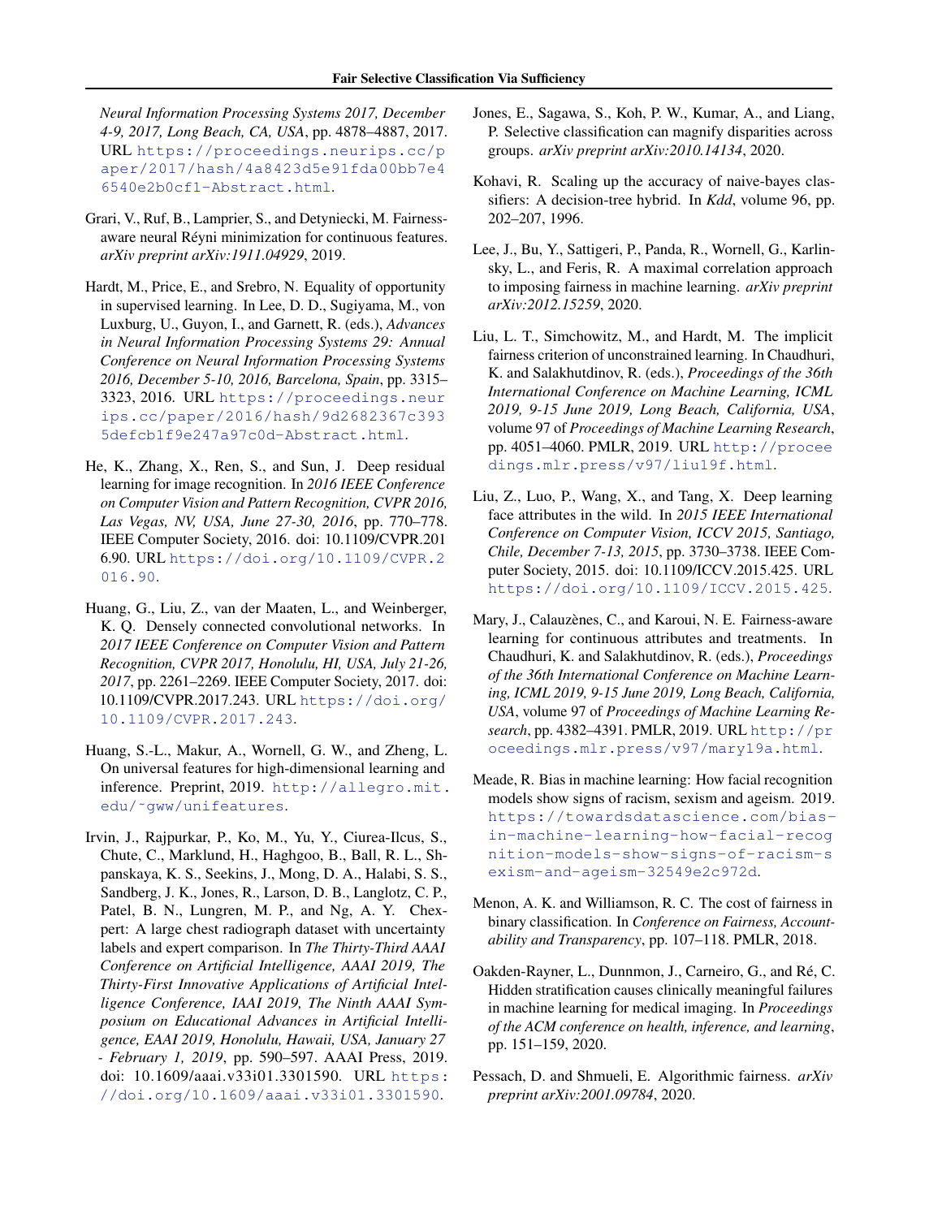*Neural Information Processing Systems 2017, December 4-9, 2017, Long Beach, CA, USA*, pp. 4878–4887, 2017. URL https://proceedings.neurips.cc/paper/2017/hash/4a8423d5e91fda00bb7e46540e2b0cf1-Abstract.html.

Grari, V., Ruf, B., Lamprier, S., and Detyniecki, M. Fairness-aware neural Réyni minimization for continuous features. *arXiv preprint arXiv:1911.04929*, 2019.

Hardt, M., Price, E., and Srebro, N. Equality of opportunity in supervised learning. In Lee, D. D., Sugiyama, M., von Luxburg, U., Guyon, I., and Garnett, R. (eds.), *Advances in Neural Information Processing Systems 29: Annual Conference on Neural Information Processing Systems 2016, December 5-10, 2016, Barcelona, Spain*, pp. 3315–3323, 2016. URL https://proceedings.neurips.cc/paper/2016/hash/9d2682367c3935defcb1f9e247a97c0d-Abstract.html.

He, K., Zhang, X., Ren, S., and Sun, J. Deep residual learning for image recognition. In *2016 IEEE Conference on Computer Vision and Pattern Recognition, CVPR 2016, Las Vegas, NV, USA, June 27-30, 2016*, pp. 770–778. IEEE Computer Society, 2016. doi: 10.1109/CVPR.2016.90. URL https://doi.org/10.1109/CVPR.2016.90.

Huang, G., Liu, Z., van der Maaten, L., and Weinberger, K. Q. Densely connected convolutional networks. In *2017 IEEE Conference on Computer Vision and Pattern Recognition, CVPR 2017, Honolulu, HI, USA, July 21-26, 2017*, pp. 2261–2269. IEEE Computer Society, 2017. doi: 10.1109/CVPR.2017.243. URL https://doi.org/10.1109/CVPR.2017.243.

Huang, S.-L., Makur, A., Wornell, G. W., and Zheng, L. On universal features for high-dimensional learning and inference. Preprint, 2019. http://allegro.mit.edu/~gww/unifeatures.

Irvin, J., Rajpurkar, P., Ko, M., Yu, Y., Ciurea-Ilcus, S., Chute, C., Marklund, H., Haghgoo, B., Ball, R. L., Shpanskaya, K. S., Seekins, J., Mong, D. A., Halabi, S. S., Sandberg, J. K., Jones, R., Larson, D. B., Langlotz, C. P., Patel, B. N., Lungren, M. P., and Ng, A. Y. Chexpert: A large chest radiograph dataset with uncertainty labels and expert comparison. In *The Thirty-Third AAAI Conference on Artificial Intelligence, AAAI 2019, The Thirty-First Innovative Applications of Artificial Intelligence Conference, IAAI 2019, The Ninth AAAI Symposium on Educational Advances in Artificial Intelligence, EAAI 2019, Honolulu, Hawaii, USA, January 27 - February 1, 2019*, pp. 590–597. AAAI Press, 2019. doi: 10.1609/aaai.v33i01.3301590. URL https://doi.org/10.1609/aaai.v33i01.3301590.

Jones, E., Sagawa, S., Koh, P. W., Kumar, A., and Liang, P. Selective classification can magnify disparities across groups. *arXiv preprint arXiv:2010.14134*, 2020.

Kohavi, R. Scaling up the accuracy of naive-bayes classifiers: A decision-tree hybrid. In *Kdd*, volume 96, pp. 202–207, 1996.

Lee, J., Bu, Y., Sattigeri, P., Panda, R., Wornell, G., Karlinsky, L., and Feris, R. A maximal correlation approach to imposing fairness in machine learning. *arXiv preprint arXiv:2012.15259*, 2020.

Liu, L. T., Simchowitz, M., and Hardt, M. The implicit fairness criterion of unconstrained learning. In Chaudhuri, K. and Salakhutdinov, R. (eds.), *Proceedings of the 36th International Conference on Machine Learning, ICML 2019, 9-15 June 2019, Long Beach, California, USA*, volume 97 of *Proceedings of Machine Learning Research*, pp. 4051–4060. PMLR, 2019. URL http://proceedings.mlr.press/v97/liu19f.html.

Liu, Z., Luo, P., Wang, X., and Tang, X. Deep learning face attributes in the wild. In *2015 IEEE International Conference on Computer Vision, ICCV 2015, Santiago, Chile, December 7-13, 2015*, pp. 3730–3738. IEEE Computer Society, 2015. doi: 10.1109/ICCV.2015.425. URL https://doi.org/10.1109/ICCV.2015.425.

Mary, J., Calauzènes, C., and Karoui, N. E. Fairness-aware learning for continuous attributes and treatments. In Chaudhuri, K. and Salakhutdinov, R. (eds.), *Proceedings of the 36th International Conference on Machine Learning, ICML 2019, 9-15 June 2019, Long Beach, California, USA*, volume 97 of *Proceedings of Machine Learning Research*, pp. 4382–4391. PMLR, 2019. URL http://proceedings.mlr.press/v97/mary19a.html.

Meade, R. Bias in machine learning: How facial recognition models show signs of racism, sexism and ageism. 2019. https://towardsdatascience.com/bias-in-machine-learning-how-facial-recognition-models-show-signs-of-racism-sexism-and-ageism-32549e2c972d.

Menon, A. K. and Williamson, R. C. The cost of fairness in binary classification. In *Conference on Fairness, Accountability and Transparency*, pp. 107–118. PMLR, 2018.

Oakden-Rayner, L., Dunnmon, J., Carneiro, G., and Ré, C. Hidden stratification causes clinically meaningful failures in machine learning for medical imaging. In *Proceedings of the ACM conference on health, inference, and learning*, pp. 151–159, 2020.

Pessach, D. and Shmueli, E. Algorithmic fairness. *arXiv preprint arXiv:2001.09784*, 2020.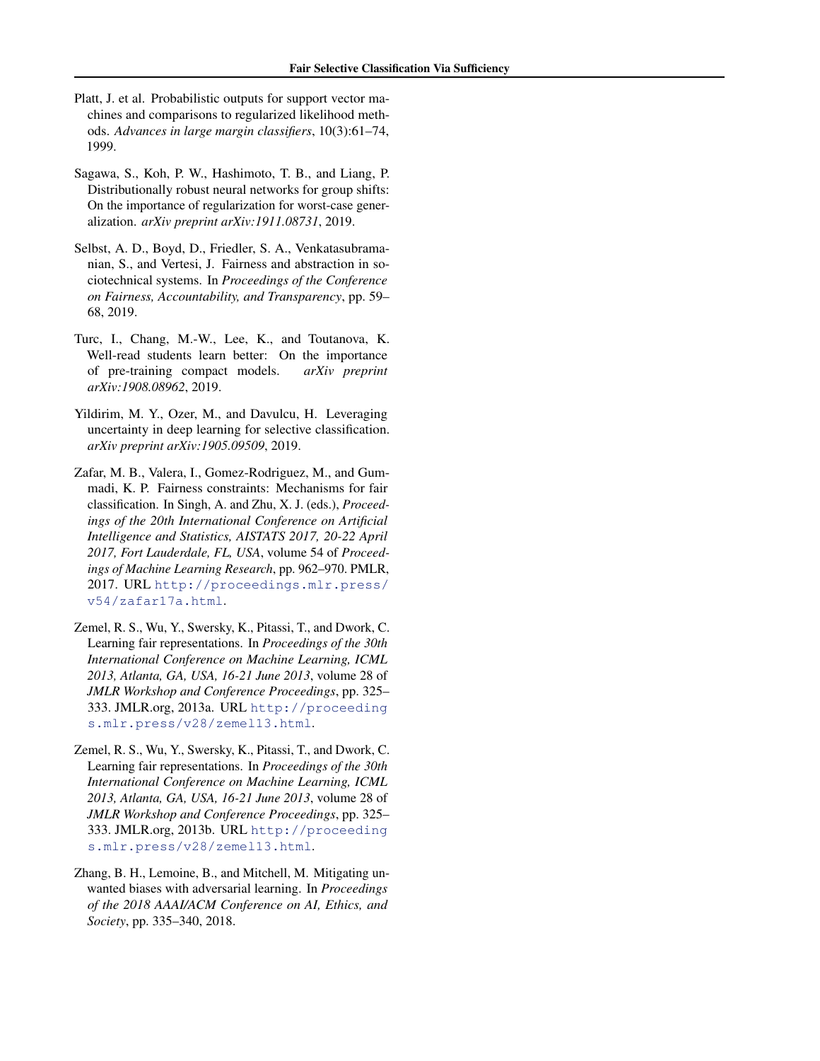Platt, J. et al. Probabilistic outputs for support vector machines and comparisons to regularized likelihood methods. *Advances in large margin classifiers*, 10(3):61–74, 1999.

Sagawa, S., Koh, P. W., Hashimoto, T. B., and Liang, P. Distributionally robust neural networks for group shifts: On the importance of regularization for worst-case generalization. *arXiv preprint arXiv:1911.08731*, 2019.

Selbst, A. D., Boyd, D., Friedler, S. A., Venkatasubramanian, S., and Vertesi, J. Fairness and abstraction in sociotechnical systems. In *Proceedings of the Conference on Fairness, Accountability, and Transparency*, pp. 59–68, 2019.

Turc, I., Chang, M.-W., Lee, K., and Toutanova, K. Well-read students learn better: On the importance of pre-training compact models. *arXiv preprint arXiv:1908.08962*, 2019.

Yildirim, M. Y., Ozer, M., and Davulcu, H. Leveraging uncertainty in deep learning for selective classification. *arXiv preprint arXiv:1905.09509*, 2019.

Zafar, M. B., Valera, I., Gomez-Rodriguez, M., and Gummadi, K. P. Fairness constraints: Mechanisms for fair classification. In Singh, A. and Zhu, X. J. (eds.), *Proceedings of the 20th International Conference on Artificial Intelligence and Statistics, AISTATS 2017, 20-22 April 2017, Fort Lauderdale, FL, USA*, volume 54 of *Proceedings of Machine Learning Research*, pp. 962–970. PMLR, 2017. URL http://proceedings.mlr.press/v54/zafar17a.html.

Zemel, R. S., Wu, Y., Swersky, K., Pitassi, T., and Dwork, C. Learning fair representations. In *Proceedings of the 30th International Conference on Machine Learning, ICML 2013, Atlanta, GA, USA, 16-21 June 2013*, volume 28 of *JMLR Workshop and Conference Proceedings*, pp. 325–333. JMLR.org, 2013a. URL http://proceedings.mlr.press/v28/zemel13.html.

Zemel, R. S., Wu, Y., Swersky, K., Pitassi, T., and Dwork, C. Learning fair representations. In *Proceedings of the 30th International Conference on Machine Learning, ICML 2013, Atlanta, GA, USA, 16-21 June 2013*, volume 28 of *JMLR Workshop and Conference Proceedings*, pp. 325–333. JMLR.org, 2013b. URL http://proceedings.mlr.press/v28/zemel13.html.

Zhang, B. H., Lemoine, B., and Mitchell, M. Mitigating unwanted biases with adversarial learning. In *Proceedings of the 2018 AAAI/ACM Conference on AI, Ethics, and Society*, pp. 335–340, 2018.